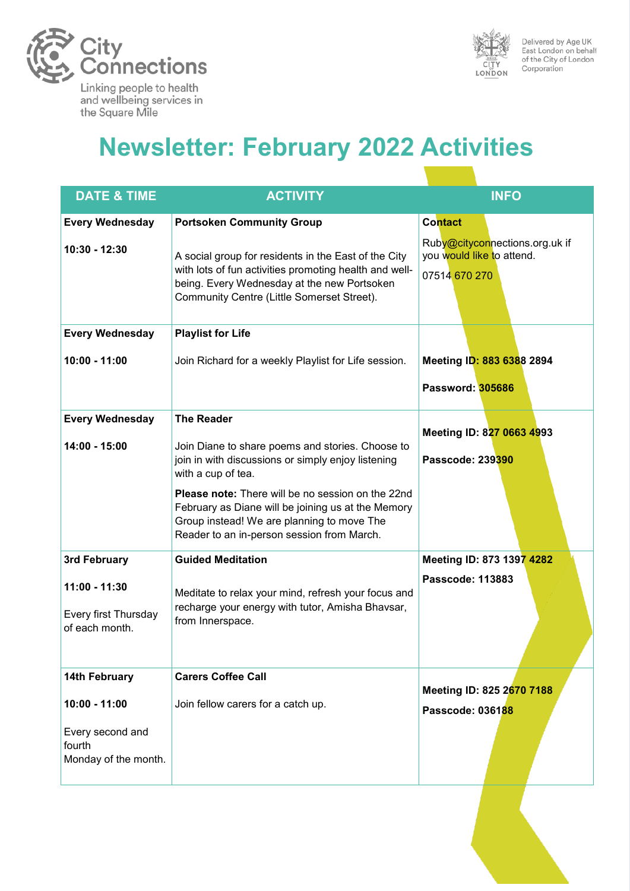City Connections

Linking people to health and wellbeing services in the Square Mile

Delivered by Age UK East London on behalf of the City of London Corporation

# Newsletter: February 2022 Activities

| DATE & TIME | ACTIVITY | INFO |
|---|---|---|
| **Every Wednesday**<br><br>**10:30 - 12:30** | **Portsoken Community Group**<br><br>A social group for residents in the East of the City with lots of fun activities promoting health and well-being. Every Wednesday at the new Portsoken Community Centre (Little Somerset Street). | **Contact**<br><br>Ruby@cityconnections.org.uk if you would like to attend.<br><br>07514 670 270 |
| **Every Wednesday**<br><br>**10:00 - 11:00** | **Playlist for Life**<br><br>Join Richard for a weekly Playlist for Life session. | **Meeting ID: 883 6388 2894**<br><br>**Password: 305686** |
| **Every Wednesday**<br><br>**14:00 - 15:00** | **The Reader**<br><br>Join Diane to share poems and stories. Choose to join in with discussions or simply enjoy listening with a cup of tea.<br><br>**Please note:** There will be no session on the 22nd February as Diane will be joining us at the Memory Group instead! We are planning to move The Reader to an in-person session from March. | **Meeting ID: 827 0663 4993**<br><br>**Passcode: 239390** |
| **3rd February**<br><br>**11:00 - 11:30**<br><br>Every first Thursday of each month. | **Guided Meditation**<br><br>Meditate to relax your mind, refresh your focus and recharge your energy with tutor, Amisha Bhavsar, from Innerspace. | **Meeting ID: 873 1397 4282**<br><br>**Passcode: 113883** |
| **14th February**<br><br>**10:00 - 11:00**<br><br>Every second and fourth Monday of the month. | **Carers Coffee Call**<br><br>Join fellow carers for a catch up. | **Meeting ID: 825 2670 7188**<br><br>**Passcode: 036188** |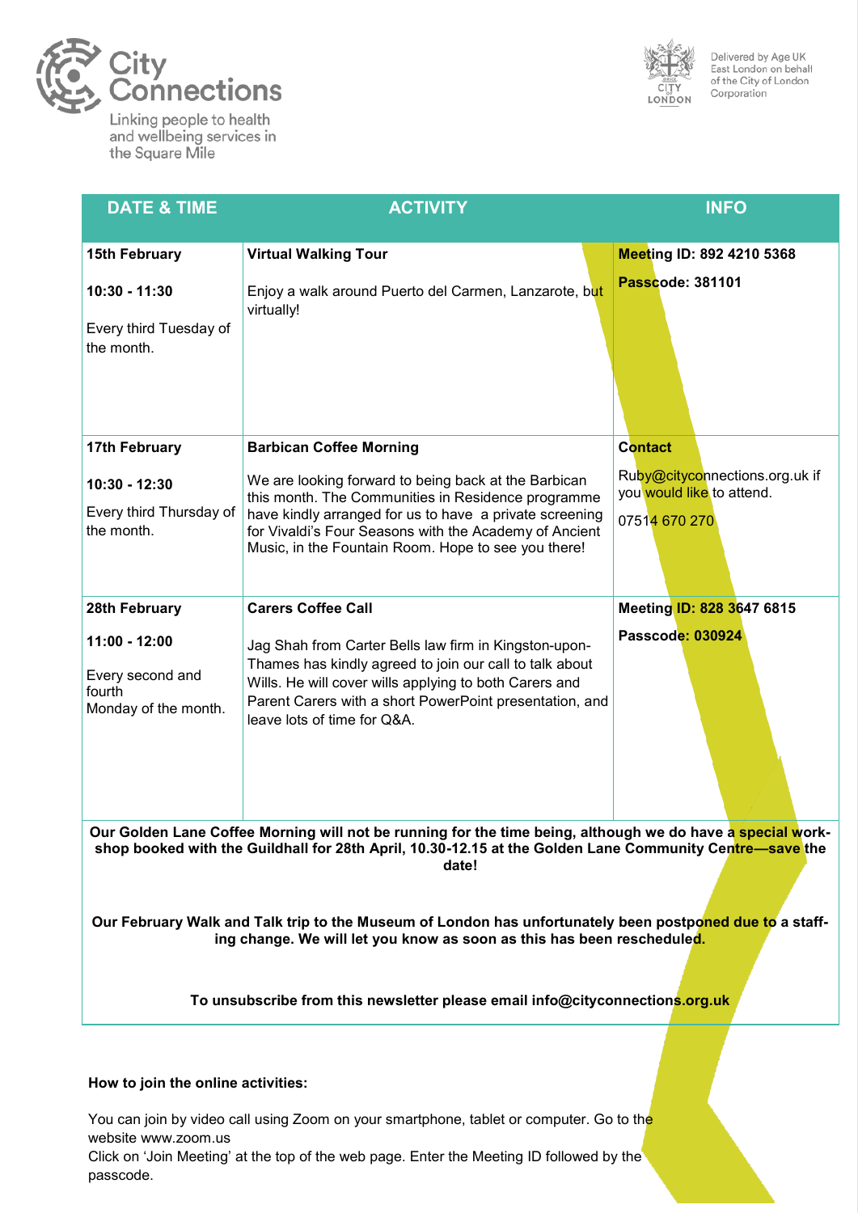City Connections

Linking people to health and wellbeing services in the Square Mile

Delivered by Age UK East London on behalf of the City of London Corporation

| DATE & TIME | ACTIVITY | INFO |
|---|---|---|
| **15th February**<br><br>**10:30 - 11:30**<br><br>Every third Tuesday of the month. | **Virtual Walking Tour**<br><br>Enjoy a walk around Puerto del Carmen, Lanzarote, but virtually! | **Meeting ID: 892 4210 5368**<br><br>**Passcode: 381101** |
| **17th February**<br><br>**10:30 - 12:30**<br><br>Every third Thursday of the month. | **Barbican Coffee Morning**<br><br>We are looking forward to being back at the Barbican this month. The Communities in Residence programme have kindly arranged for us to have a private screening for Vivaldi's Four Seasons with the Academy of Ancient Music, in the Fountain Room. Hope to see you there! | **Contact**<br><br>Ruby@cityconnections.org.uk if you would like to attend.<br><br>07514 670 270 |
| **28th February**<br><br>**11:00 - 12:00**<br><br>Every second and fourth Monday of the month. | **Carers Coffee Call**<br><br>Jag Shah from Carter Bells law firm in Kingston-upon-Thames has kindly agreed to join our call to talk about Wills. He will cover wills applying to both Carers and Parent Carers with a short PowerPoint presentation, and leave lots of time for Q&A. | **Meeting ID: 828 3647 6815**<br><br>**Passcode: 030924** |

**Our Golden Lane Coffee Morning will not be running for the time being, although we do have a special workshop booked with the Guildhall for 28th April, 10.30-12.15 at the Golden Lane Community Centre—save the date!**

**Our February Walk and Talk trip to the Museum of London has unfortunately been postponed due to a staffing change. We will let you know as soon as this has been rescheduled.**

**To unsubscribe from this newsletter please email info@cityconnections.org.uk**

**How to join the online activities:**

You can join by video call using Zoom on your smartphone, tablet or computer. Go to the website www.zoom.us
Click on 'Join Meeting' at the top of the web page. Enter the Meeting ID followed by the passcode.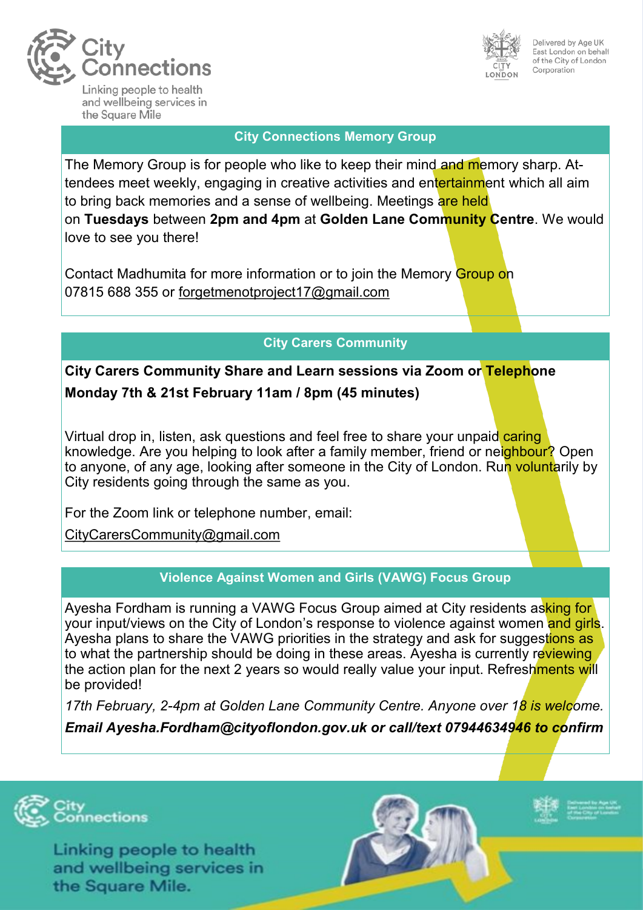## City Connections Memory Group

The Memory Group is for people who like to keep their mind and memory sharp. Attendees meet weekly, engaging in creative activities and entertainment which all aim to bring back memories and a sense of wellbeing. Meetings are held on **Tuesdays** between **2pm and 4pm** at **Golden Lane Community Centre**. We would love to see you there!

Contact Madhumita for more information or to join the Memory Group on 07815 688 355 or forgetmenotproject17@gmail.com

## City Carers Community

**City Carers Community Share and Learn sessions via Zoom or Telephone**

**Monday 7th & 21st February 11am / 8pm (45 minutes)**

Virtual drop in, listen, ask questions and feel free to share your unpaid caring knowledge. Are you helping to look after a family member, friend or neighbour? Open to anyone, of any age, looking after someone in the City of London. Run voluntarily by City residents going through the same as you.

For the Zoom link or telephone number, email:

CityCarersCommunity@gmail.com

## Violence Against Women and Girls (VAWG) Focus Group

Ayesha Fordham is running a VAWG Focus Group aimed at City residents asking for your input/views on the City of London's response to violence against women and girls. Ayesha plans to share the VAWG priorities in the strategy and ask for suggestions as to what the partnership should be doing in these areas. Ayesha is currently reviewing the action plan for the next 2 years so would really value your input. Refreshments will be provided!

*17th February, 2-4pm at Golden Lane Community Centre. Anyone over 18 is welcome.*

***Email Ayesha.Fordham@cityoflondon.gov.uk or call/text 07944634946 to confirm***